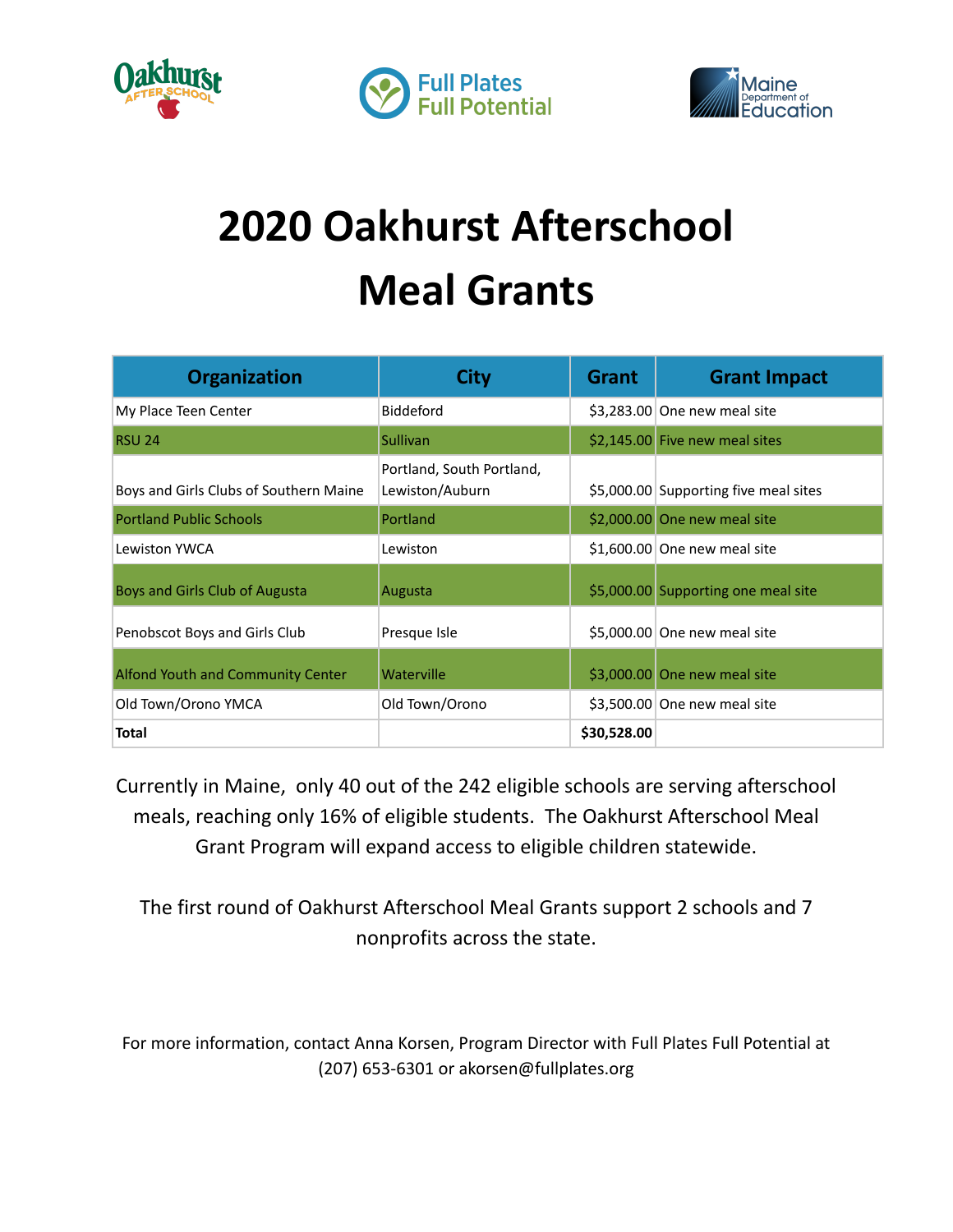# 2020 Oakhurst Afterschool Meal Grants

| Organization | City | Grant | Grant Impact |
|---|---|---|---|
| My Place Teen Center | Biddeford | $3,283.00 | One new meal site |
| RSU 24 | Sullivan | $2,145.00 | Five new meal sites |
| Boys and Girls Clubs of Southern Maine | Portland, South Portland, Lewiston/Auburn | $5,000.00 | Supporting five meal sites |
| Portland Public Schools | Portland | $2,000.00 | One new meal site |
| Lewiston YWCA | Lewiston | $1,600.00 | One new meal site |
| Boys and Girls Club of Augusta | Augusta | $5,000.00 | Supporting one meal site |
| Penobscot Boys and Girls Club | Presque Isle | $5,000.00 | One new meal site |
| Alfond Youth and Community Center | Waterville | $3,000.00 | One new meal site |
| Old Town/Orono YMCA | Old Town/Orono | $3,500.00 | One new meal site |
| **Total** | | **$30,528.00** | |

Currently in Maine, only 40 out of the 242 eligible schools are serving afterschool meals, reaching only 16% of eligible students. The Oakhurst Afterschool Meal Grant Program will expand access to eligible children statewide.

The first round of Oakhurst Afterschool Meal Grants support 2 schools and 7 nonprofits across the state.

For more information, contact Anna Korsen, Program Director with Full Plates Full Potential at (207) 653-6301 or akorsen@fullplates.org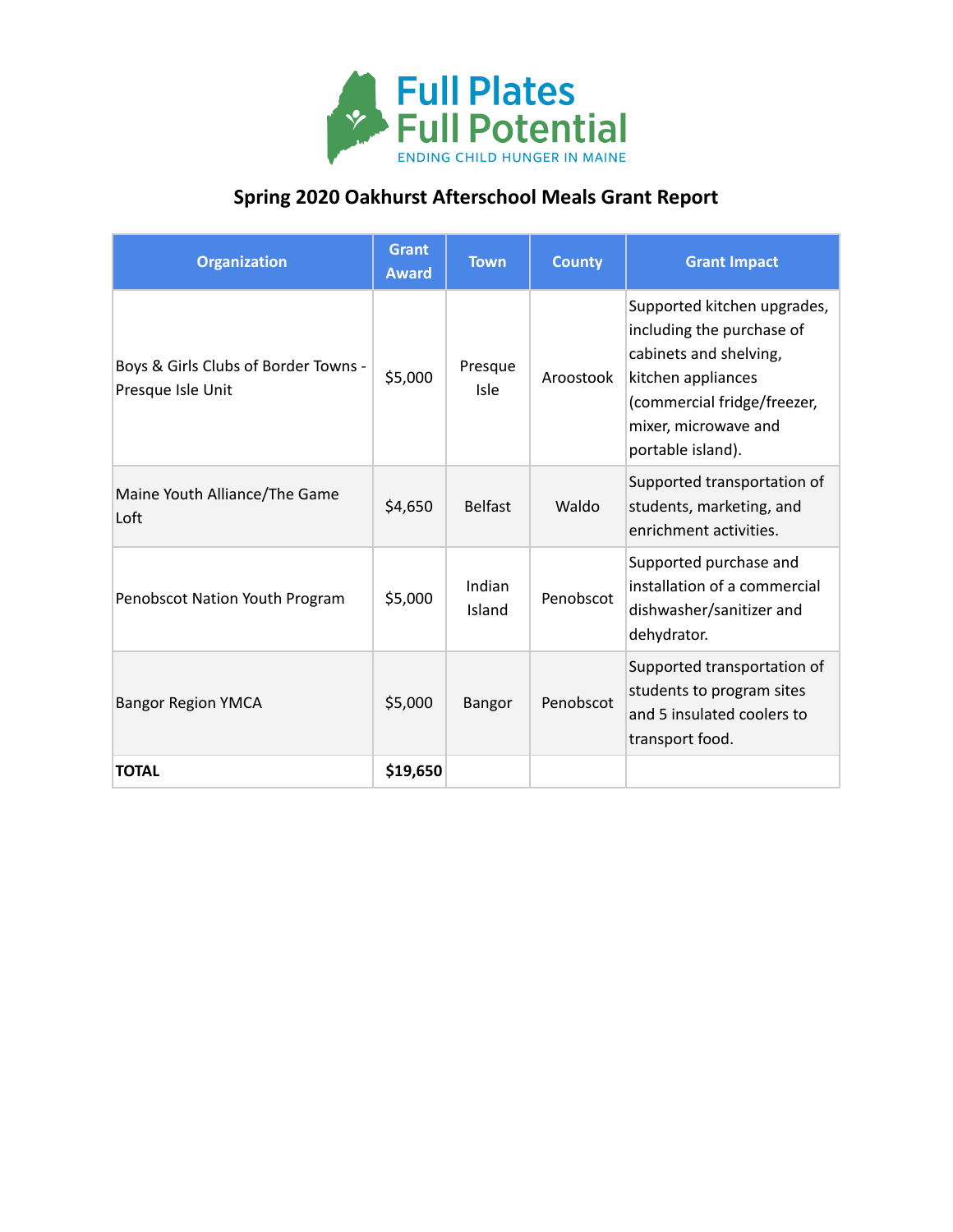Full Plates Full Potential
ENDING CHILD HUNGER IN MAINE

## Spring 2020 Oakhurst Afterschool Meals Grant Report

| Organization | Grant Award | Town | County | Grant Impact |
|---|---|---|---|---|
| Boys & Girls Clubs of Border Towns - Presque Isle Unit | $5,000 | Presque Isle | Aroostook | Supported kitchen upgrades, including the purchase of cabinets and shelving, kitchen appliances (commercial fridge/freezer, mixer, microwave and portable island). |
| Maine Youth Alliance/The Game Loft | $4,650 | Belfast | Waldo | Supported transportation of students, marketing, and enrichment activities. |
| Penobscot Nation Youth Program | $5,000 | Indian Island | Penobscot | Supported purchase and installation of a commercial dishwasher/sanitizer and dehydrator. |
| Bangor Region YMCA | $5,000 | Bangor | Penobscot | Supported transportation of students to program sites and 5 insulated coolers to transport food. |
| **TOTAL** | **$19,650** | | | |